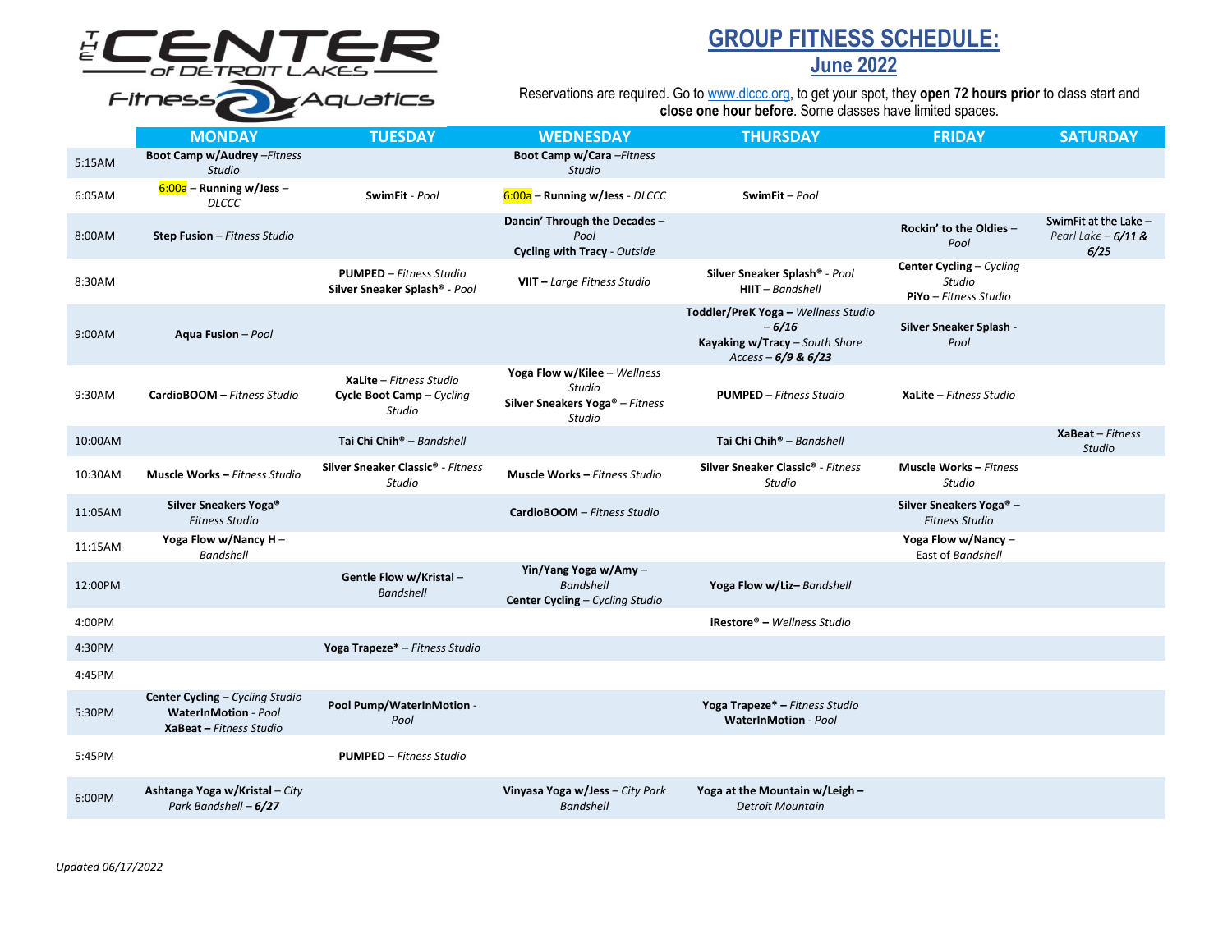THE CENTER of DETROIT LAKES Fitness Aquatics

# GROUP FITNESS SCHEDULE:

## June 2022

Reservations are required. Go to www.dlccc.org, to get your spot, they **open 72 hours prior** to class start and **close one hour before**. Some classes have limited spaces.

| | MONDAY | TUESDAY | WEDNESDAY | THURSDAY | FRIDAY | SATURDAY |
|---|---|---|---|---|---|---|
| 5:15AM | **Boot Camp w/Audrey** –*Fitness Studio* | | **Boot Camp w/Cara** –*Fitness Studio* | | | |
| 6:05AM | 6:00a – **Running w/Jess** – *DLCCC* | **SwimFit** - *Pool* | 6:00a – **Running w/Jess** - *DLCCC* | **SwimFit** – *Pool* | | |
| 8:00AM | **Step Fusion** – *Fitness Studio* | | **Dancin' Through the Decades** – *Pool* **Cycling with Tracy** - *Outside* | | **Rockin' to the Oldies** – *Pool* | SwimFit at the Lake – *Pearl Lake* – ***6/11 & 6/25*** |
| 8:30AM | | **PUMPED** – *Fitness Studio* **Silver Sneaker Splash®** - *Pool* | **VIIT** – *Large Fitness Studio* | **Silver Sneaker Splash®** - *Pool* **HIIT** – *Bandshell* | **Center Cycling** – *Cycling Studio* **PiYo** – *Fitness Studio* | |
| 9:00AM | **Aqua Fusion** – *Pool* | | | **Toddler/PreK Yoga** – *Wellness Studio* – ***6/16*** **Kayaking w/Tracy** – *South Shore Access* – ***6/9 & 6/23*** | **Silver Sneaker Splash** - *Pool* | |
| 9:30AM | **CardioBOOM** – *Fitness Studio* | **XaLite** – *Fitness Studio* **Cycle Boot Camp** – *Cycling Studio* | **Yoga Flow w/Kilee** – *Wellness Studio* **Silver Sneakers Yoga®** – *Fitness Studio* | **PUMPED** – *Fitness Studio* | **XaLite** – *Fitness Studio* | |
| 10:00AM | | **Tai Chi Chih®** – *Bandshell* | | **Tai Chi Chih®** – *Bandshell* | | **XaBeat** – *Fitness Studio* |
| 10:30AM | **Muscle Works** – *Fitness Studio* | **Silver Sneaker Classic®** - *Fitness Studio* | **Muscle Works** – *Fitness Studio* | **Silver Sneaker Classic®** - *Fitness Studio* | **Muscle Works** – *Fitness Studio* | |
| 11:05AM | **Silver Sneakers Yoga®** *Fitness Studio* | | **CardioBOOM** – *Fitness Studio* | | **Silver Sneakers Yoga®** – *Fitness Studio* | |
| 11:15AM | **Yoga Flow w/Nancy H** – *Bandshell* | | | | **Yoga Flow w/Nancy** – East of *Bandshell* | |
| 12:00PM | | **Gentle Flow w/Kristal** – *Bandshell* | **Yin/Yang Yoga w/Amy** – *Bandshell* **Center Cycling** – *Cycling Studio* | **Yoga Flow w/Liz**– *Bandshell* | | |
| 4:00PM | | | | **iRestore®** – *Wellness Studio* | | |
| 4:30PM | | **Yoga Trapeze*** – *Fitness Studio* | | | | |
| 4:45PM | | | | | | |
| 5:30PM | **Center Cycling** – *Cycling Studio* **WaterInMotion** - *Pool* **XaBeat** – *Fitness Studio* | **Pool Pump/WaterInMotion** - *Pool* | | **Yoga Trapeze*** – *Fitness Studio* **WaterInMotion** - *Pool* | | |
| 5:45PM | | **PUMPED** – *Fitness Studio* | | | | |
| 6:00PM | **Ashtanga Yoga w/Kristal** – *City Park Bandshell* – ***6/27*** | | **Vinyasa Yoga w/Jess** – *City Park Bandshell* | **Yoga at the Mountain w/Leigh** – *Detroit Mountain* | | |

*Updated 06/17/2022*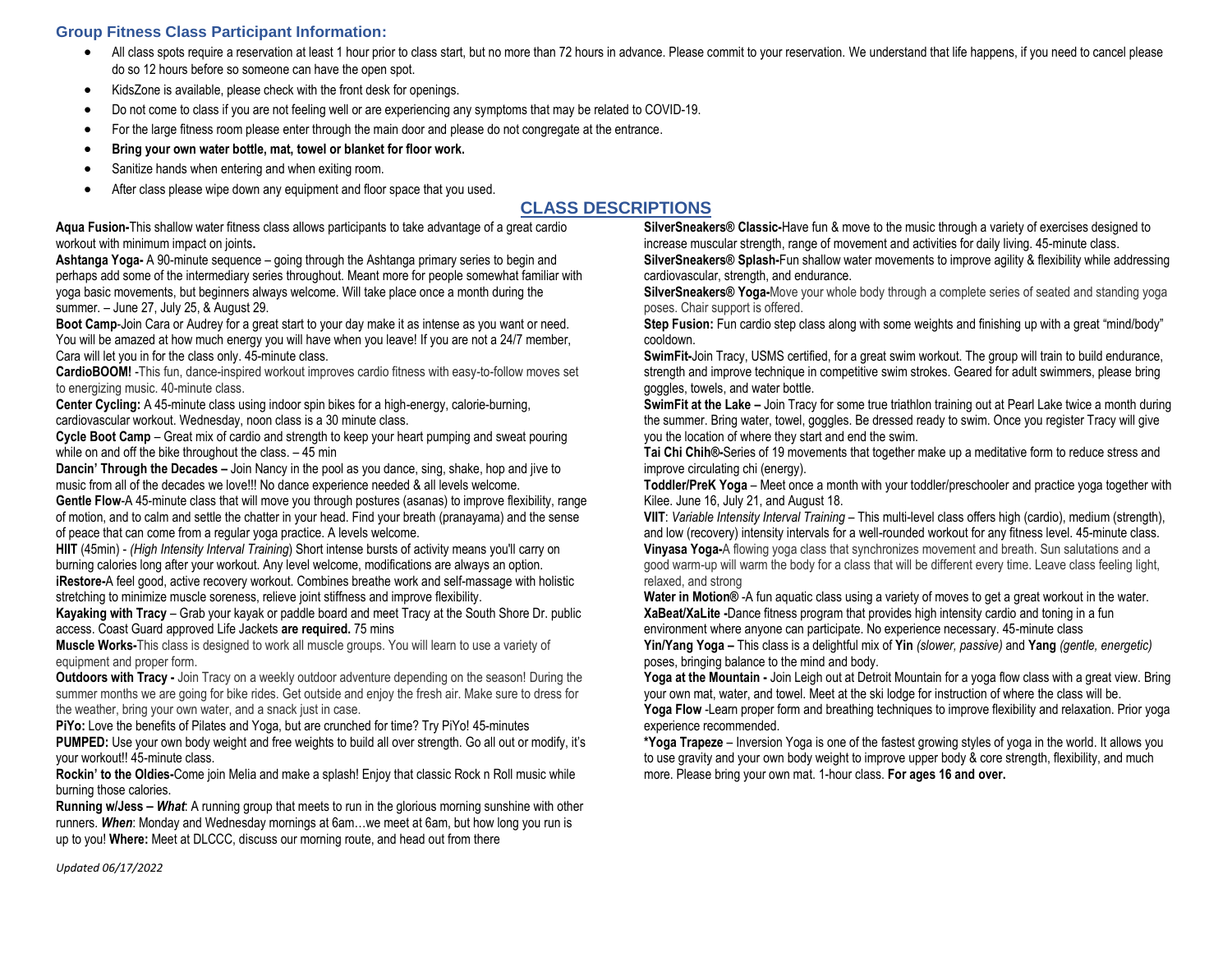## Group Fitness Class Participant Information:

- All class spots require a reservation at least 1 hour prior to class start, but no more than 72 hours in advance. Please commit to your reservation. We understand that life happens, if you need to cancel please do so 12 hours before so someone can have the open spot.
- KidsZone is available, please check with the front desk for openings.
- Do not come to class if you are not feeling well or are experiencing any symptoms that may be related to COVID-19.
- For the large fitness room please enter through the main door and please do not congregate at the entrance.
- **Bring your own water bottle, mat, towel or blanket for floor work.**
- Sanitize hands when entering and when exiting room.
- After class please wipe down any equipment and floor space that you used.

## CLASS DESCRIPTIONS

**Aqua Fusion-**This shallow water fitness class allows participants to take advantage of a great cardio workout with minimum impact on joints**.**

**Ashtanga Yoga-** A 90-minute sequence – going through the Ashtanga primary series to begin and perhaps add some of the intermediary series throughout. Meant more for people somewhat familiar with yoga basic movements, but beginners always welcome. Will take place once a month during the summer. – June 27, July 25, & August 29.

**Boot Camp**-Join Cara or Audrey for a great start to your day make it as intense as you want or need. You will be amazed at how much energy you will have when you leave! If you are not a 24/7 member, Cara will let you in for the class only. 45-minute class.

**CardioBOOM!** -This fun, dance-inspired workout improves cardio fitness with easy-to-follow moves set to energizing music. 40-minute class.

**Center Cycling:** A 45-minute class using indoor spin bikes for a high-energy, calorie-burning, cardiovascular workout. Wednesday, noon class is a 30 minute class.

**Cycle Boot Camp** – Great mix of cardio and strength to keep your heart pumping and sweat pouring while on and off the bike throughout the class. – 45 min

**Dancin' Through the Decades –** Join Nancy in the pool as you dance, sing, shake, hop and jive to music from all of the decades we love!!! No dance experience needed & all levels welcome.

**Gentle Flow**-A 45-minute class that will move you through postures (asanas) to improve flexibility, range of motion, and to calm and settle the chatter in your head. Find your breath (pranayama) and the sense of peace that can come from a regular yoga practice. A levels welcome.

**HIIT** (45min) - *(High Intensity Interval Training*) Short intense bursts of activity means you'll carry on burning calories long after your workout. Any level welcome, modifications are always an option.

**iRestore-**A feel good, active recovery workout. Combines breathe work and self-massage with holistic stretching to minimize muscle soreness, relieve joint stiffness and improve flexibility.

**Kayaking with Tracy** – Grab your kayak or paddle board and meet Tracy at the South Shore Dr. public access. Coast Guard approved Life Jackets **are required.** 75 mins

**Muscle Works-**This class is designed to work all muscle groups. You will learn to use a variety of equipment and proper form.

**Outdoors with Tracy -** Join Tracy on a weekly outdoor adventure depending on the season! During the summer months we are going for bike rides. Get outside and enjoy the fresh air. Make sure to dress for the weather, bring your own water, and a snack just in case.

**PiYo:** Love the benefits of Pilates and Yoga, but are crunched for time? Try PiYo! 45-minutes

**PUMPED:** Use your own body weight and free weights to build all over strength. Go all out or modify, it's your workout!! 45-minute class.

**Rockin' to the Oldies-**Come join Melia and make a splash! Enjoy that classic Rock n Roll music while burning those calories.

**Running w/Jess –** ***What***: A running group that meets to run in the glorious morning sunshine with other runners. ***When***: Monday and Wednesday mornings at 6am…we meet at 6am, but how long you run is up to you! **Where:** Meet at DLCCC, discuss our morning route, and head out from there

**SilverSneakers® Classic-**Have fun & move to the music through a variety of exercises designed to increase muscular strength, range of movement and activities for daily living. 45-minute class.

**SilverSneakers® Splash-**Fun shallow water movements to improve agility & flexibility while addressing cardiovascular, strength, and endurance.

**SilverSneakers® Yoga-**Move your whole body through a complete series of seated and standing yoga poses. Chair support is offered.

**Step Fusion:** Fun cardio step class along with some weights and finishing up with a great "mind/body" cooldown.

**SwimFit-**Join Tracy, USMS certified, for a great swim workout. The group will train to build endurance, strength and improve technique in competitive swim strokes. Geared for adult swimmers, please bring goggles, towels, and water bottle.

**SwimFit at the Lake –** Join Tracy for some true triathlon training out at Pearl Lake twice a month during the summer. Bring water, towel, goggles. Be dressed ready to swim. Once you register Tracy will give you the location of where they start and end the swim.

**Tai Chi Chih®-**Series of 19 movements that together make up a meditative form to reduce stress and improve circulating chi (energy).

**Toddler/PreK Yoga** – Meet once a month with your toddler/preschooler and practice yoga together with Kilee. June 16, July 21, and August 18.

**VIIT**: *Variable Intensity Interval Training* – This multi-level class offers high (cardio), medium (strength), and low (recovery) intensity intervals for a well-rounded workout for any fitness level. 45-minute class.

**Vinyasa Yoga-**A flowing yoga class that synchronizes movement and breath. Sun salutations and a good warm-up will warm the body for a class that will be different every time. Leave class feeling light, relaxed, and strong

**Water in Motion®** -A fun aquatic class using a variety of moves to get a great workout in the water.

**XaBeat/XaLite -**Dance fitness program that provides high intensity cardio and toning in a fun environment where anyone can participate. No experience necessary. 45-minute class

**Yin/Yang Yoga –** This class is a delightful mix of **Yin** *(slower, passive)* and **Yang** *(gentle, energetic)* poses, bringing balance to the mind and body.

**Yoga at the Mountain -** Join Leigh out at Detroit Mountain for a yoga flow class with a great view. Bring your own mat, water, and towel. Meet at the ski lodge for instruction of where the class will be.

**Yoga Flow** -Learn proper form and breathing techniques to improve flexibility and relaxation. Prior yoga experience recommended.

**\*Yoga Trapeze** – Inversion Yoga is one of the fastest growing styles of yoga in the world. It allows you to use gravity and your own body weight to improve upper body & core strength, flexibility, and much more. Please bring your own mat. 1-hour class. **For ages 16 and over.**

*Updated 06/17/2022*